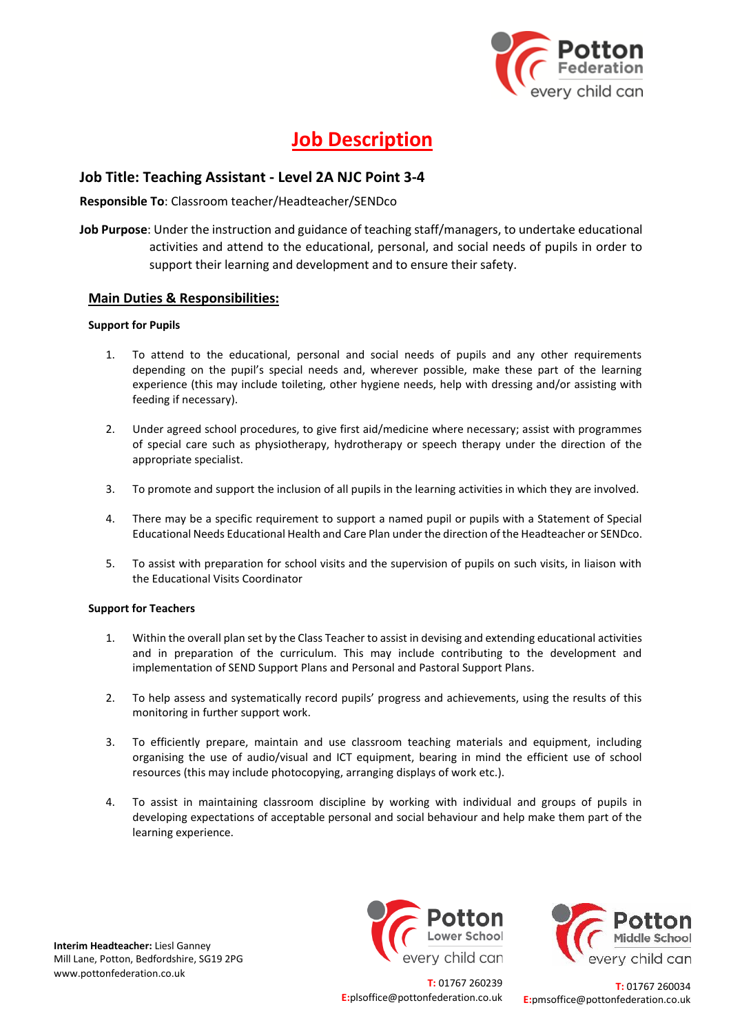# Job Description

## Job Title: Teaching Assistant - Level 2A NJC Point 3-4

**Responsible To**: Classroom teacher/Headteacher/SENDco

**Job Purpose**: Under the instruction and guidance of teaching staff/managers, to undertake educational activities and attend to the educational, personal, and social needs of pupils in order to support their learning and development and to ensure their safety.

## Main Duties & Responsibilities:

### Support for Pupils

1. To attend to the educational, personal and social needs of pupils and any other requirements depending on the pupil's special needs and, wherever possible, make these part of the learning experience (this may include toileting, other hygiene needs, help with dressing and/or assisting with feeding if necessary).

2. Under agreed school procedures, to give first aid/medicine where necessary; assist with programmes of special care such as physiotherapy, hydrotherapy or speech therapy under the direction of the appropriate specialist.

3. To promote and support the inclusion of all pupils in the learning activities in which they are involved.

4. There may be a specific requirement to support a named pupil or pupils with a Statement of Special Educational Needs Educational Health and Care Plan under the direction of the Headteacher or SENDco.

5. To assist with preparation for school visits and the supervision of pupils on such visits, in liaison with the Educational Visits Coordinator

### Support for Teachers

1. Within the overall plan set by the Class Teacher to assist in devising and extending educational activities and in preparation of the curriculum. This may include contributing to the development and implementation of SEND Support Plans and Personal and Pastoral Support Plans.

2. To help assess and systematically record pupils' progress and achievements, using the results of this monitoring in further support work.

3. To efficiently prepare, maintain and use classroom teaching materials and equipment, including organising the use of audio/visual and ICT equipment, bearing in mind the efficient use of school resources (this may include photocopying, arranging displays of work etc.).

4. To assist in maintaining classroom discipline by working with individual and groups of pupils in developing expectations of acceptable personal and social behaviour and help make them part of the learning experience.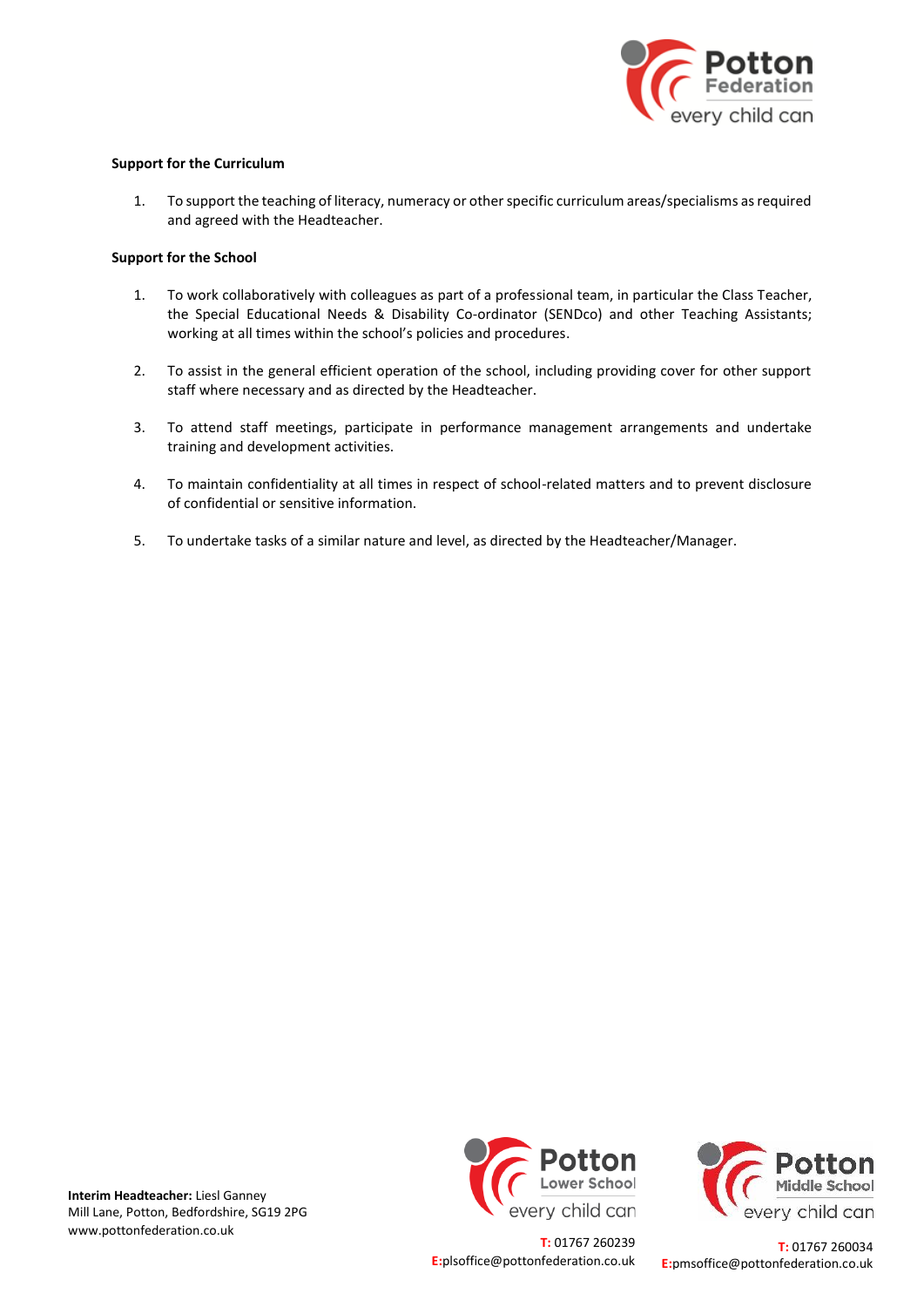**Support for the Curriculum**

1. To support the teaching of literacy, numeracy or other specific curriculum areas/specialisms as required and agreed with the Headteacher.

**Support for the School**

1. To work collaboratively with colleagues as part of a professional team, in particular the Class Teacher, the Special Educational Needs & Disability Co-ordinator (SENDco) and other Teaching Assistants; working at all times within the school's policies and procedures.

2. To assist in the general efficient operation of the school, including providing cover for other support staff where necessary and as directed by the Headteacher.

3. To attend staff meetings, participate in performance management arrangements and undertake training and development activities.

4. To maintain confidentiality at all times in respect of school-related matters and to prevent disclosure of confidential or sensitive information.

5. To undertake tasks of a similar nature and level, as directed by the Headteacher/Manager.